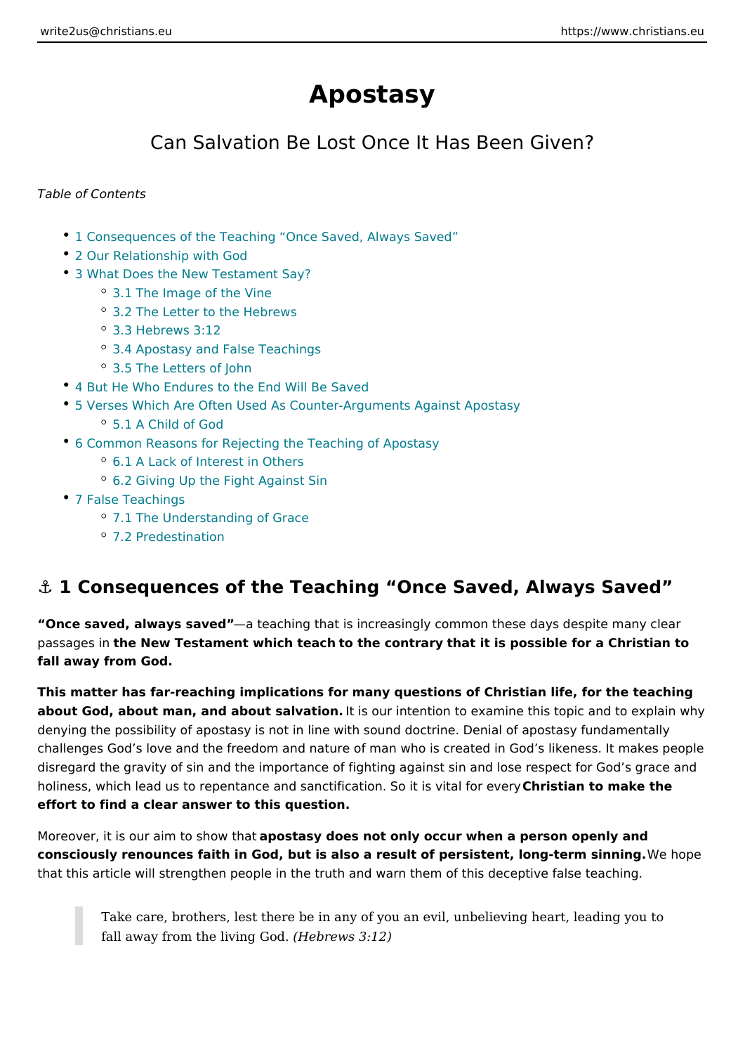# Apostasy

## Can Salvation Be Lost Once It Has Been Given?

*Table of Contents*

- 1 Consequences of the Teaching "Once Saved, Always Saved"
- 2 Our Relationship with God
- 3 What Does the New Testament Say?
  - 3.1 The Image of the Vine
  - 3.2 The Letter to the Hebrews
  - 3.3 Hebrews 3:12
  - 3.4 Apostasy and False Teachings
  - 3.5 The Letters of John
- 4 But He Who Endures to the End Will Be Saved
- 5 Verses Which Are Often Used As Counter-Arguments Against Apostasy
  - 5.1 A Child of God
- 6 Common Reasons for Rejecting the Teaching of Apostasy
  - 6.1 A Lack of Interest in Others
  - 6.2 Giving Up the Fight Against Sin
- 7 False Teachings
  - 7.1 The Understanding of Grace
  - 7.2 Predestination

## ⚓ 1 Consequences of the Teaching "Once Saved, Always Saved"

**"Once saved, always saved"**—a teaching that is increasingly common these days despite many clear passages in **the New Testament which teach to the contrary that it is possible for a Christian to fall away from God.**

**This matter has far-reaching implications for many questions of Christian life, for the teaching about God, about man, and about salvation.** It is our intention to examine this topic and to explain why denying the possibility of apostasy is not in line with sound doctrine. Denial of apostasy fundamentally challenges God's love and the freedom and nature of man who is created in God's likeness. It makes people disregard the gravity of sin and the importance of fighting against sin and lose respect for God's grace and holiness, which lead us to repentance and sanctification. So it is vital for every **Christian to make the effort to find a clear answer to this question.**

Moreover, it is our aim to show that **apostasy does not only occur when a person openly and consciously renounces faith in God, but is also a result of persistent, long-term sinning.** We hope that this article will strengthen people in the truth and warn them of this deceptive false teaching.

> Take care, brothers, lest there be in any of you an evil, unbelieving heart, leading you to fall away from the living God. *(Hebrews 3:12)*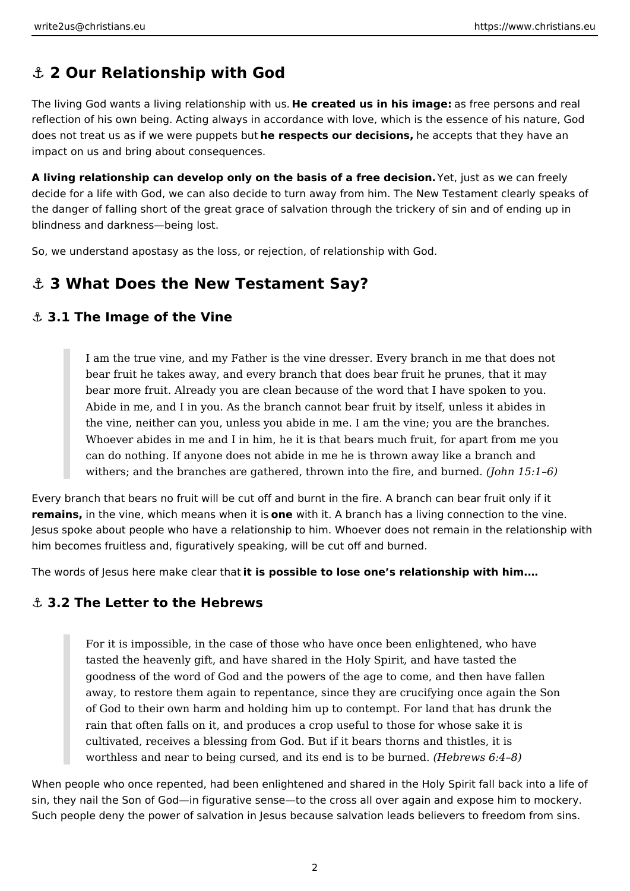## ⚓ 2 Our Relationship with God

The living God wants a living relationship with us. **He created us in his image:** as free persons and real reflection of his own being. Acting always in accordance with love, which is the essence of his nature, God does not treat us as if we were puppets but **he respects our decisions,** he accepts that they have an impact on us and bring about consequences.

**A living relationship can develop only on the basis of a free decision.** Yet, just as we can freely decide for a life with God, we can also decide to turn away from him. The New Testament clearly speaks of the danger of falling short of the great grace of salvation through the trickery of sin and of ending up in blindness and darkness—being lost.

So, we understand apostasy as the loss, or rejection, of relationship with God.

## ⚓ 3 What Does the New Testament Say?

### ⚓ 3.1 The Image of the Vine

> I am the true vine, and my Father is the vine dresser. Every branch in me that does not bear fruit he takes away, and every branch that does bear fruit he prunes, that it may bear more fruit. Already you are clean because of the word that I have spoken to you. Abide in me, and I in you. As the branch cannot bear fruit by itself, unless it abides in the vine, neither can you, unless you abide in me. I am the vine; you are the branches. Whoever abides in me and I in him, he it is that bears much fruit, for apart from me you can do nothing. If anyone does not abide in me he is thrown away like a branch and withers; and the branches are gathered, thrown into the fire, and burned. *(John 15:1–6)*

Every branch that bears no fruit will be cut off and burnt in the fire. A branch can bear fruit only if it **remains,** in the vine, which means when it is **one** with it. A branch has a living connection to the vine. Jesus spoke about people who have a relationship to him. Whoever does not remain in the relationship with him becomes fruitless and, figuratively speaking, will be cut off and burned.

The words of Jesus here make clear that **it is possible to lose one's relationship with him.…**

### ⚓ 3.2 The Letter to the Hebrews

> For it is impossible, in the case of those who have once been enlightened, who have tasted the heavenly gift, and have shared in the Holy Spirit, and have tasted the goodness of the word of God and the powers of the age to come, and then have fallen away, to restore them again to repentance, since they are crucifying once again the Son of God to their own harm and holding him up to contempt. For land that has drunk the rain that often falls on it, and produces a crop useful to those for whose sake it is cultivated, receives a blessing from God. But if it bears thorns and thistles, it is worthless and near to being cursed, and its end is to be burned. *(Hebrews 6:4–8)*

When people who once repented, had been enlightened and shared in the Holy Spirit fall back into a life of sin, they nail the Son of God—in figurative sense—to the cross all over again and expose him to mockery. Such people deny the power of salvation in Jesus because salvation leads believers to freedom from sins.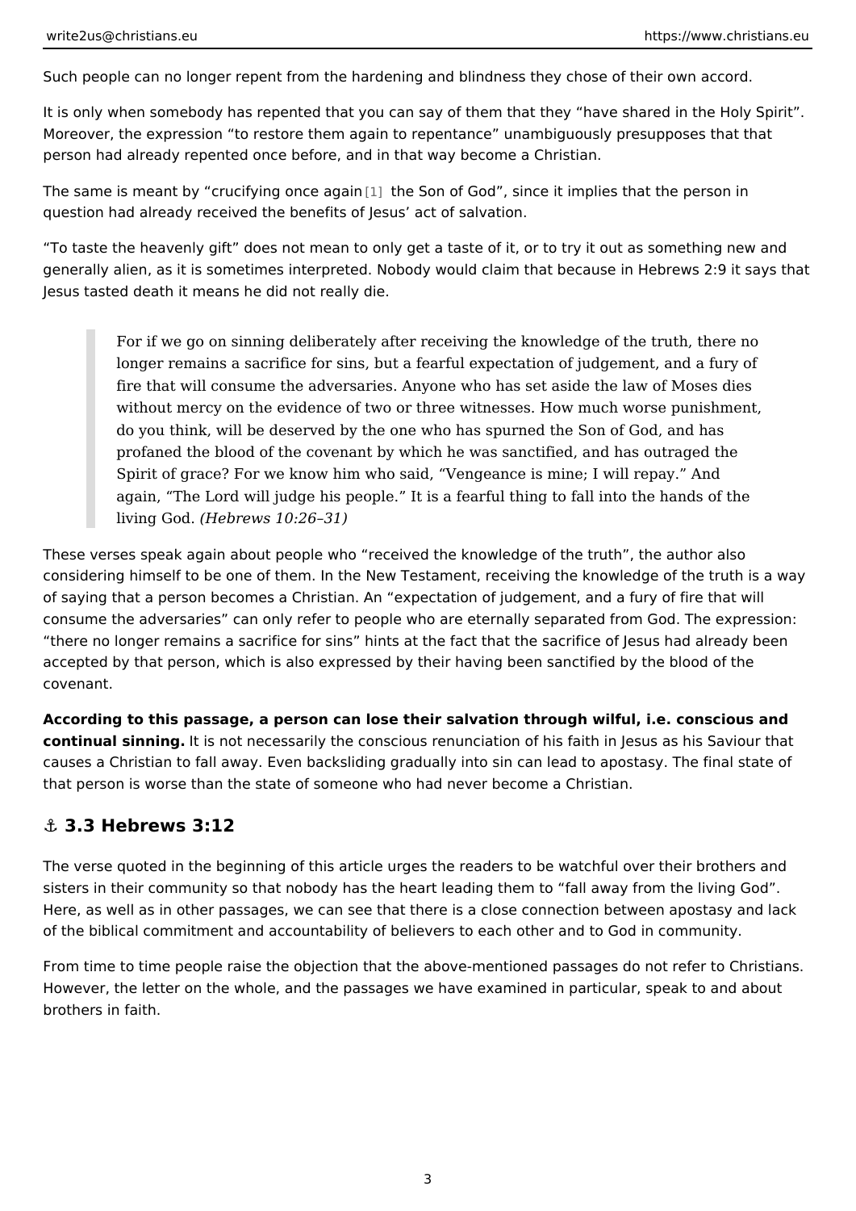Such people can no longer repent from the hardening and blindness they chose of their own accord.

It is only when somebody has repented that you can say of them that they "have shared in the Holy Spirit". Moreover, the expression "to restore them again to repentance" unambiguously presupposes that that person had already repented once before, and in that way become a Christian.

The same is meant by "crucifying once again[1] the Son of God", since it implies that the person in question had already received the benefits of Jesus' act of salvation.

"To taste the heavenly gift" does not mean to only get a taste of it, or to try it out as something new and generally alien, as it is sometimes interpreted. Nobody would claim that because in Hebrews 2:9 it says that Jesus tasted death it means he did not really die.

> For if we go on sinning deliberately after receiving the knowledge of the truth, there no longer remains a sacrifice for sins, but a fearful expectation of judgement, and a fury of fire that will consume the adversaries. Anyone who has set aside the law of Moses dies without mercy on the evidence of two or three witnesses. How much worse punishment, do you think, will be deserved by the one who has spurned the Son of God, and has profaned the blood of the covenant by which he was sanctified, and has outraged the Spirit of grace? For we know him who said, "Vengeance is mine; I will repay." And again, "The Lord will judge his people." It is a fearful thing to fall into the hands of the living God. *(Hebrews 10:26–31)*

These verses speak again about people who "received the knowledge of the truth", the author also considering himself to be one of them. In the New Testament, receiving the knowledge of the truth is a way of saying that a person becomes a Christian. An "expectation of judgement, and a fury of fire that will consume the adversaries" can only refer to people who are eternally separated from God. The expression: "there no longer remains a sacrifice for sins" hints at the fact that the sacrifice of Jesus had already been accepted by that person, which is also expressed by their having been sanctified by the blood of the covenant.

**According to this passage, a person can lose their salvation through wilful, i.e. conscious and continual sinning.** It is not necessarily the conscious renunciation of his faith in Jesus as his Saviour that causes a Christian to fall away. Even backsliding gradually into sin can lead to apostasy. The final state of that person is worse than the state of someone who had never become a Christian.

## ⚓ 3.3 Hebrews 3:12

The verse quoted in the beginning of this article urges the readers to be watchful over their brothers and sisters in their community so that nobody has the heart leading them to "fall away from the living God". Here, as well as in other passages, we can see that there is a close connection between apostasy and lack of the biblical commitment and accountability of believers to each other and to God in community.

From time to time people raise the objection that the above-mentioned passages do not refer to Christians. However, the letter on the whole, and the passages we have examined in particular, speak to and about brothers in faith.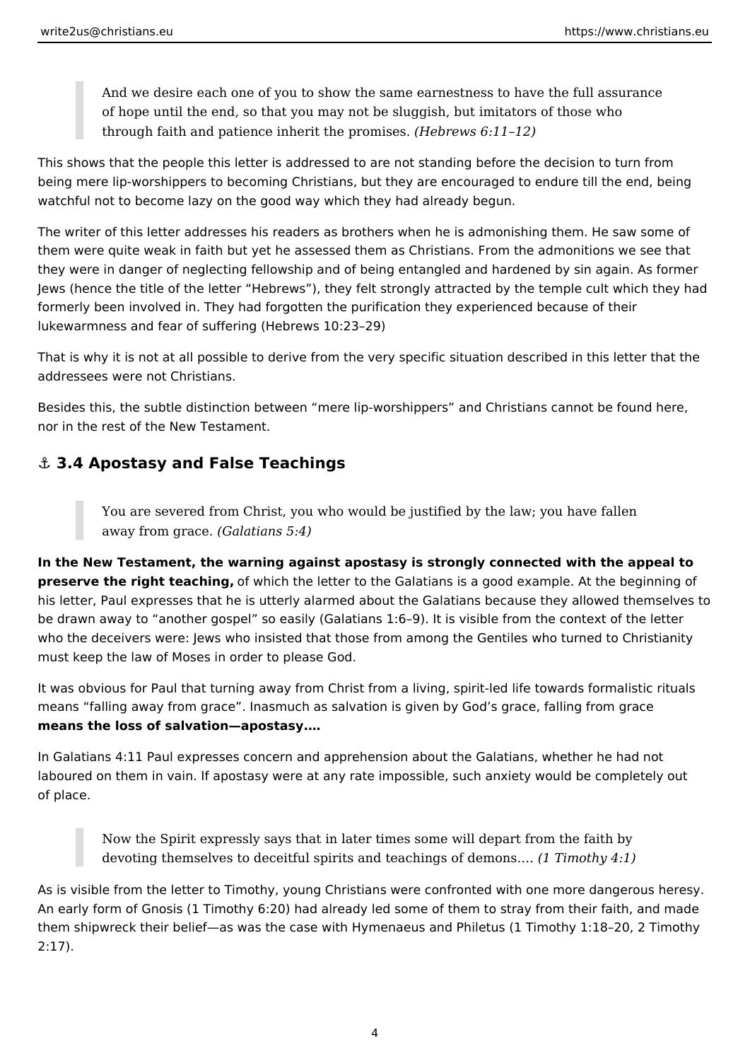> And we desire each one of you to show the same earnestness to have the full assurance of hope until the end, so that you may not be sluggish, but imitators of those who through faith and patience inherit the promises. *(Hebrews 6:11–12)*

This shows that the people this letter is addressed to are not standing before the decision to turn from being mere lip-worshippers to becoming Christians, but they are encouraged to endure till the end, being watchful not to become lazy on the good way which they had already begun.

The writer of this letter addresses his readers as brothers when he is admonishing them. He saw some of them were quite weak in faith but yet he assessed them as Christians. From the admonitions we see that they were in danger of neglecting fellowship and of being entangled and hardened by sin again. As former Jews (hence the title of the letter "Hebrews"), they felt strongly attracted by the temple cult which they had formerly been involved in. They had forgotten the purification they experienced because of their lukewarmness and fear of suffering (Hebrews 10:23–29)

That is why it is not at all possible to derive from the very specific situation described in this letter that the addressees were not Christians.

Besides this, the subtle distinction between "mere lip-worshippers" and Christians cannot be found here, nor in the rest of the New Testament.

## ⚓ 3.4 Apostasy and False Teachings

> You are severed from Christ, you who would be justified by the law; you have fallen away from grace. *(Galatians 5:4)*

**In the New Testament, the warning against apostasy is strongly connected with the appeal to preserve the right teaching,** of which the letter to the Galatians is a good example. At the beginning of his letter, Paul expresses that he is utterly alarmed about the Galatians because they allowed themselves to be drawn away to "another gospel" so easily (Galatians 1:6–9). It is visible from the context of the letter who the deceivers were: Jews who insisted that those from among the Gentiles who turned to Christianity must keep the law of Moses in order to please God.

It was obvious for Paul that turning away from Christ from a living, spirit-led life towards formalistic rituals means "falling away from grace". Inasmuch as salvation is given by God's grace, falling from grace **means the loss of salvation—apostasy.…**

In Galatians 4:11 Paul expresses concern and apprehension about the Galatians, whether he had not laboured on them in vain. If apostasy were at any rate impossible, such anxiety would be completely out of place.

> Now the Spirit expressly says that in later times some will depart from the faith by devoting themselves to deceitful spirits and teachings of demons.… *(1 Timothy 4:1)*

As is visible from the letter to Timothy, young Christians were confronted with one more dangerous heresy. An early form of Gnosis (1 Timothy 6:20) had already led some of them to stray from their faith, and made them shipwreck their belief—as was the case with Hymenaeus and Philetus (1 Timothy 1:18–20, 2 Timothy 2:17).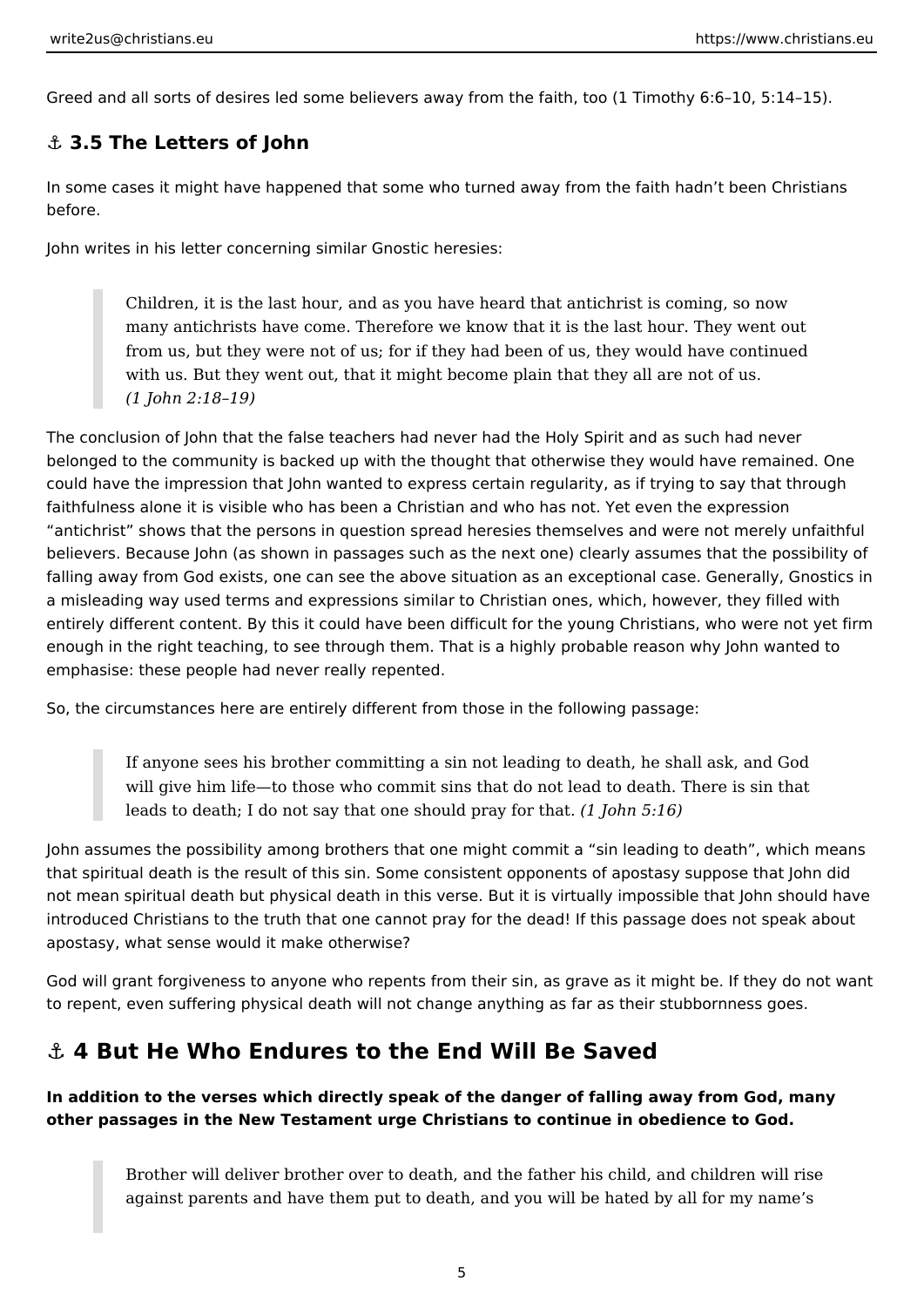Greed and all sorts of desires led some believers away from the faith, too (1 Timothy 6:6–10, 5:14–15).

### ⚓ 3.5 The Letters of John

In some cases it might have happened that some who turned away from the faith hadn't been Christians before.

John writes in his letter concerning similar Gnostic heresies:

> Children, it is the last hour, and as you have heard that antichrist is coming, so now many antichrists have come. Therefore we know that it is the last hour. They went out from us, but they were not of us; for if they had been of us, they would have continued with us. But they went out, that it might become plain that they all are not of us.
> *(1 John 2:18–19)*

The conclusion of John that the false teachers had never had the Holy Spirit and as such had never belonged to the community is backed up with the thought that otherwise they would have remained. One could have the impression that John wanted to express certain regularity, as if trying to say that through faithfulness alone it is visible who has been a Christian and who has not. Yet even the expression "antichrist" shows that the persons in question spread heresies themselves and were not merely unfaithful believers. Because John (as shown in passages such as the next one) clearly assumes that the possibility of falling away from God exists, one can see the above situation as an exceptional case. Generally, Gnostics in a misleading way used terms and expressions similar to Christian ones, which, however, they filled with entirely different content. By this it could have been difficult for the young Christians, who were not yet firm enough in the right teaching, to see through them. That is a highly probable reason why John wanted to emphasise: these people had never really repented.

So, the circumstances here are entirely different from those in the following passage:

> If anyone sees his brother committing a sin not leading to death, he shall ask, and God will give him life—to those who commit sins that do not lead to death. There is sin that leads to death; I do not say that one should pray for that. *(1 John 5:16)*

John assumes the possibility among brothers that one might commit a "sin leading to death", which means that spiritual death is the result of this sin. Some consistent opponents of apostasy suppose that John did not mean spiritual death but physical death in this verse. But it is virtually impossible that John should have introduced Christians to the truth that one cannot pray for the dead! If this passage does not speak about apostasy, what sense would it make otherwise?

God will grant forgiveness to anyone who repents from their sin, as grave as it might be. If they do not want to repent, even suffering physical death will not change anything as far as their stubbornness goes.

## ⚓ 4 But He Who Endures to the End Will Be Saved

**In addition to the verses which directly speak of the danger of falling away from God, many other passages in the New Testament urge Christians to continue in obedience to God.**

> Brother will deliver brother over to death, and the father his child, and children will rise against parents and have them put to death, and you will be hated by all for my name's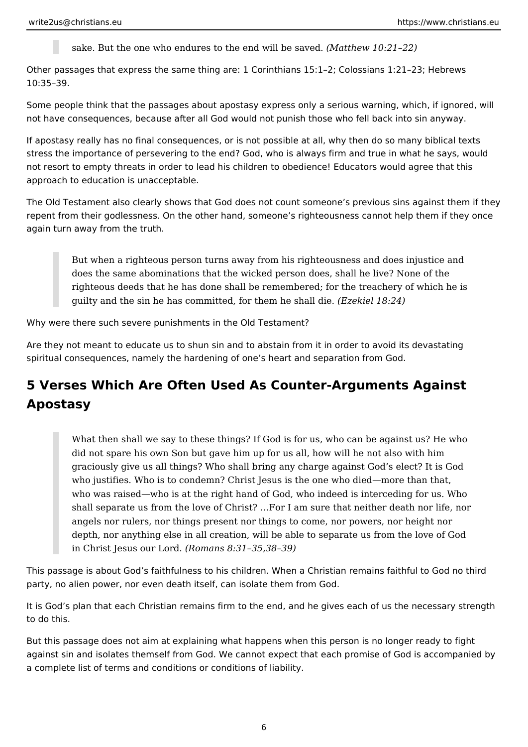> sake. But the one who endures to the end will be saved. *(Matthew 10:21–22)*

Other passages that express the same thing are: 1 Corinthians 15:1–2; Colossians 1:21–23; Hebrews 10:35–39.

Some people think that the passages about apostasy express only a serious warning, which, if ignored, will not have consequences, because after all God would not punish those who fell back into sin anyway.

If apostasy really has no final consequences, or is not possible at all, why then do so many biblical texts stress the importance of persevering to the end? God, who is always firm and true in what he says, would not resort to empty threats in order to lead his children to obedience! Educators would agree that this approach to education is unacceptable.

The Old Testament also clearly shows that God does not count someone's previous sins against them if they repent from their godlessness. On the other hand, someone's righteousness cannot help them if they once again turn away from the truth.

> But when a righteous person turns away from his righteousness and does injustice and does the same abominations that the wicked person does, shall he live? None of the righteous deeds that he has done shall be remembered; for the treachery of which he is guilty and the sin he has committed, for them he shall die. *(Ezekiel 18:24)*

Why were there such severe punishments in the Old Testament?

Are they not meant to educate us to shun sin and to abstain from it in order to avoid its devastating spiritual consequences, namely the hardening of one's heart and separation from God.

## 5 Verses Which Are Often Used As Counter-Arguments Against Apostasy

> What then shall we say to these things? If God is for us, who can be against us? He who did not spare his own Son but gave him up for us all, how will he not also with him graciously give us all things? Who shall bring any charge against God's elect? It is God who justifies. Who is to condemn? Christ Jesus is the one who died—more than that, who was raised—who is at the right hand of God, who indeed is interceding for us. Who shall separate us from the love of Christ? …For I am sure that neither death nor life, nor angels nor rulers, nor things present nor things to come, nor powers, nor height nor depth, nor anything else in all creation, will be able to separate us from the love of God in Christ Jesus our Lord. *(Romans 8:31–35,38–39)*

This passage is about God's faithfulness to his children. When a Christian remains faithful to God no third party, no alien power, nor even death itself, can isolate them from God.

It is God's plan that each Christian remains firm to the end, and he gives each of us the necessary strength to do this.

But this passage does not aim at explaining what happens when this person is no longer ready to fight against sin and isolates themself from God. We cannot expect that each promise of God is accompanied by a complete list of terms and conditions or conditions of liability.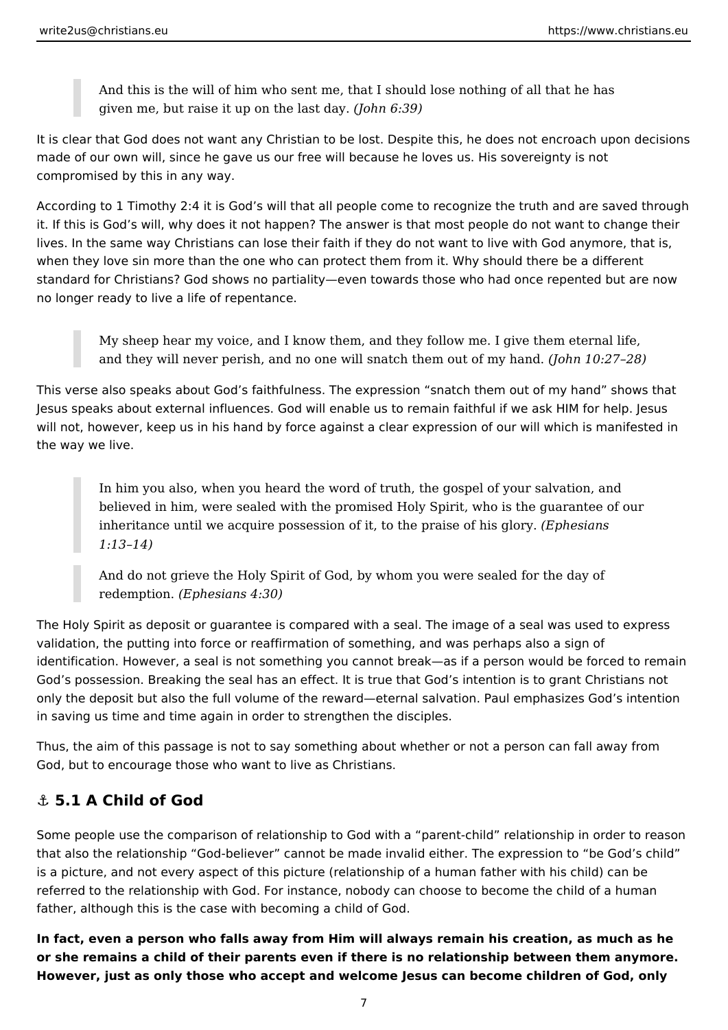> And this is the will of him who sent me, that I should lose nothing of all that he has given me, but raise it up on the last day. *(John 6:39)*

It is clear that God does not want any Christian to be lost. Despite this, he does not encroach upon decisions made of our own will, since he gave us our free will because he loves us. His sovereignty is not compromised by this in any way.

According to 1 Timothy 2:4 it is God's will that all people come to recognize the truth and are saved through it. If this is God's will, why does it not happen? The answer is that most people do not want to change their lives. In the same way Christians can lose their faith if they do not want to live with God anymore, that is, when they love sin more than the one who can protect them from it. Why should there be a different standard for Christians? God shows no partiality—even towards those who had once repented but are now no longer ready to live a life of repentance.

> My sheep hear my voice, and I know them, and they follow me. I give them eternal life, and they will never perish, and no one will snatch them out of my hand. *(John 10:27–28)*

This verse also speaks about God's faithfulness. The expression "snatch them out of my hand" shows that Jesus speaks about external influences. God will enable us to remain faithful if we ask HIM for help. Jesus will not, however, keep us in his hand by force against a clear expression of our will which is manifested in the way we live.

> In him you also, when you heard the word of truth, the gospel of your salvation, and believed in him, were sealed with the promised Holy Spirit, who is the guarantee of our inheritance until we acquire possession of it, to the praise of his glory. *(Ephesians 1:13–14)*

> And do not grieve the Holy Spirit of God, by whom you were sealed for the day of redemption. *(Ephesians 4:30)*

The Holy Spirit as deposit or guarantee is compared with a seal. The image of a seal was used to express validation, the putting into force or reaffirmation of something, and was perhaps also a sign of identification. However, a seal is not something you cannot break—as if a person would be forced to remain God's possession. Breaking the seal has an effect. It is true that God's intention is to grant Christians not only the deposit but also the full volume of the reward—eternal salvation. Paul emphasizes God's intention in saving us time and time again in order to strengthen the disciples.

Thus, the aim of this passage is not to say something about whether or not a person can fall away from God, but to encourage those who want to live as Christians.

### ⚓ 5.1 A Child of God

Some people use the comparison of relationship to God with a "parent-child" relationship in order to reason that also the relationship "God-believer" cannot be made invalid either. The expression to "be God's child" is a picture, and not every aspect of this picture (relationship of a human father with his child) can be referred to the relationship with God. For instance, nobody can choose to become the child of a human father, although this is the case with becoming a child of God.

**In fact, even a person who falls away from Him will always remain his creation, as much as he or she remains a child of their parents even if there is no relationship between them anymore. However, just as only those who accept and welcome Jesus can become children of God, only**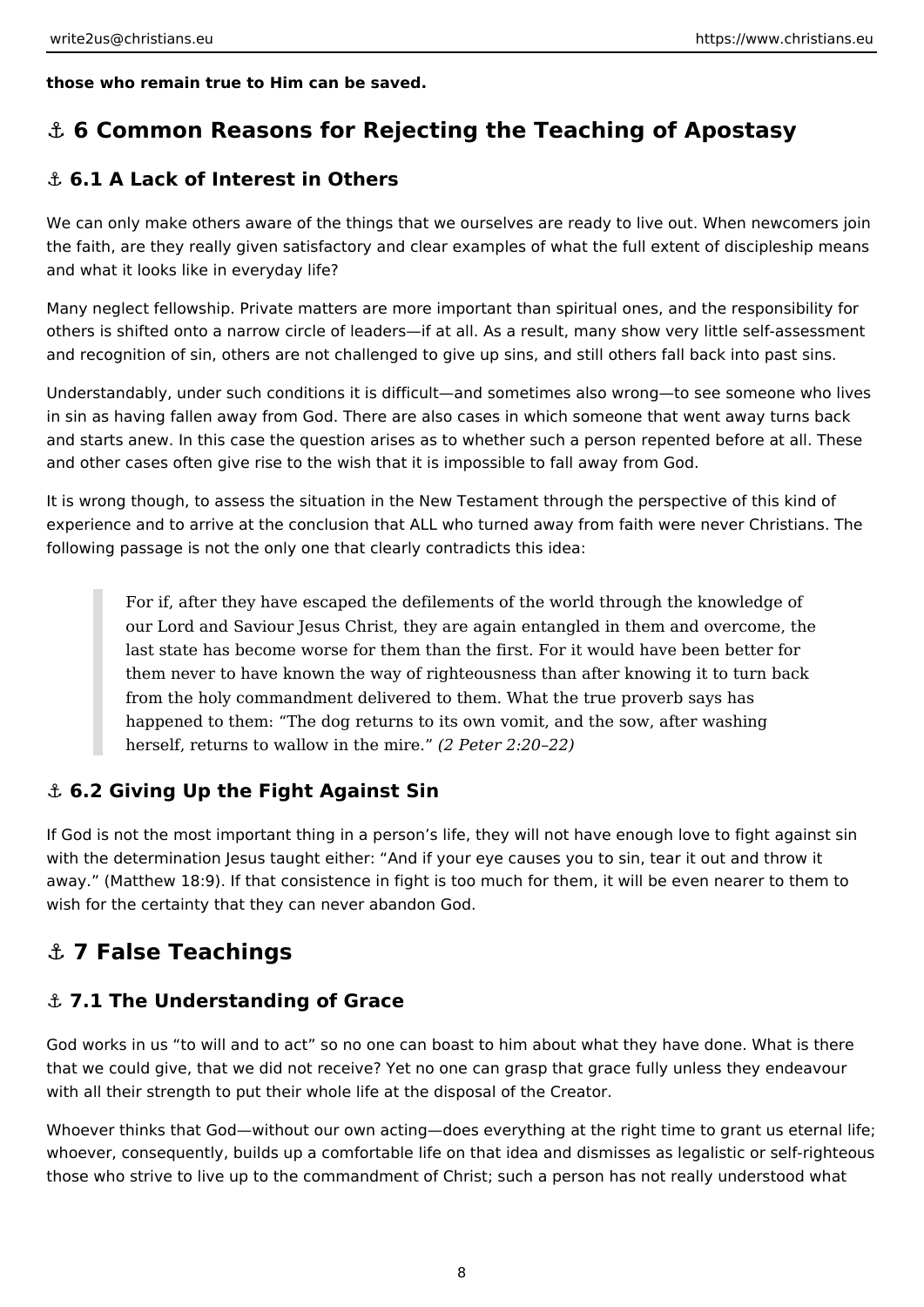**those who remain true to Him can be saved.**

## ⚓ 6 Common Reasons for Rejecting the Teaching of Apostasy

### ⚓ 6.1 A Lack of Interest in Others

We can only make others aware of the things that we ourselves are ready to live out. When newcomers join the faith, are they really given satisfactory and clear examples of what the full extent of discipleship means and what it looks like in everyday life?

Many neglect fellowship. Private matters are more important than spiritual ones, and the responsibility for others is shifted onto a narrow circle of leaders—if at all. As a result, many show very little self-assessment and recognition of sin, others are not challenged to give up sins, and still others fall back into past sins.

Understandably, under such conditions it is difficult—and sometimes also wrong—to see someone who lives in sin as having fallen away from God. There are also cases in which someone that went away turns back and starts anew. In this case the question arises as to whether such a person repented before at all. These and other cases often give rise to the wish that it is impossible to fall away from God.

It is wrong though, to assess the situation in the New Testament through the perspective of this kind of experience and to arrive at the conclusion that ALL who turned away from faith were never Christians. The following passage is not the only one that clearly contradicts this idea:

> For if, after they have escaped the defilements of the world through the knowledge of our Lord and Saviour Jesus Christ, they are again entangled in them and overcome, the last state has become worse for them than the first. For it would have been better for them never to have known the way of righteousness than after knowing it to turn back from the holy commandment delivered to them. What the true proverb says has happened to them: "The dog returns to its own vomit, and the sow, after washing herself, returns to wallow in the mire." *(2 Peter 2:20–22)*

### ⚓ 6.2 Giving Up the Fight Against Sin

If God is not the most important thing in a person's life, they will not have enough love to fight against sin with the determination Jesus taught either: "And if your eye causes you to sin, tear it out and throw it away." (Matthew 18:9). If that consistence in fight is too much for them, it will be even nearer to them to wish for the certainty that they can never abandon God.

## ⚓ 7 False Teachings

### ⚓ 7.1 The Understanding of Grace

God works in us "to will and to act" so no one can boast to him about what they have done. What is there that we could give, that we did not receive? Yet no one can grasp that grace fully unless they endeavour with all their strength to put their whole life at the disposal of the Creator.

Whoever thinks that God—without our own acting—does everything at the right time to grant us eternal life; whoever, consequently, builds up a comfortable life on that idea and dismisses as legalistic or self-righteous those who strive to live up to the commandment of Christ; such a person has not really understood what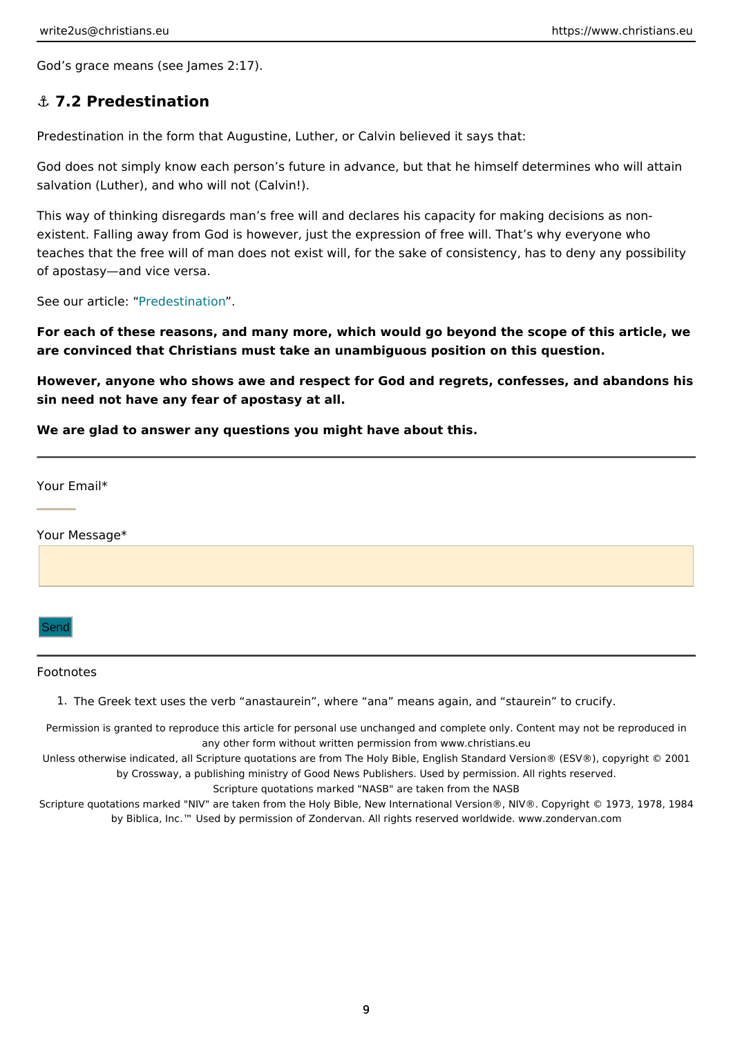God's grace means (see James 2:17).

## ⚓ 7.2 Predestination

Predestination in the form that Augustine, Luther, or Calvin believed it says that:

God does not simply know each person's future in advance, but that he himself determines who will attain salvation (Luther), and who will not (Calvin!).

This way of thinking disregards man's free will and declares his capacity for making decisions as non-existent. Falling away from God is however, just the expression of free will. That's why everyone who teaches that the free will of man does not exist will, for the sake of consistency, has to deny any possibility of apostasy—and vice versa.

See our article: "Predestination".

**For each of these reasons, and many more, which would go beyond the scope of this article, we are convinced that Christians must take an unambiguous position on this question.**

**However, anyone who shows awe and respect for God and regrets, confesses, and abandons his sin need not have any fear of apostasy at all.**

**We are glad to answer any questions you might have about this.**

---

Your Email*

Your Message*

Send

---

Footnotes

1. The Greek text uses the verb "anastaurein", where "ana" means again, and "staurein" to crucify.

Permission is granted to reproduce this article for personal use unchanged and complete only. Content may not be reproduced in any other form without written permission from www.christians.eu

Unless otherwise indicated, all Scripture quotations are from The Holy Bible, English Standard Version® (ESV®), copyright © 2001 by Crossway, a publishing ministry of Good News Publishers. Used by permission. All rights reserved.

Scripture quotations marked "NASB" are taken from the NASB

Scripture quotations marked "NIV" are taken from the Holy Bible, New International Version®, NIV®. Copyright © 1973, 1978, 1984 by Biblica, Inc.™ Used by permission of Zondervan. All rights reserved worldwide. www.zondervan.com